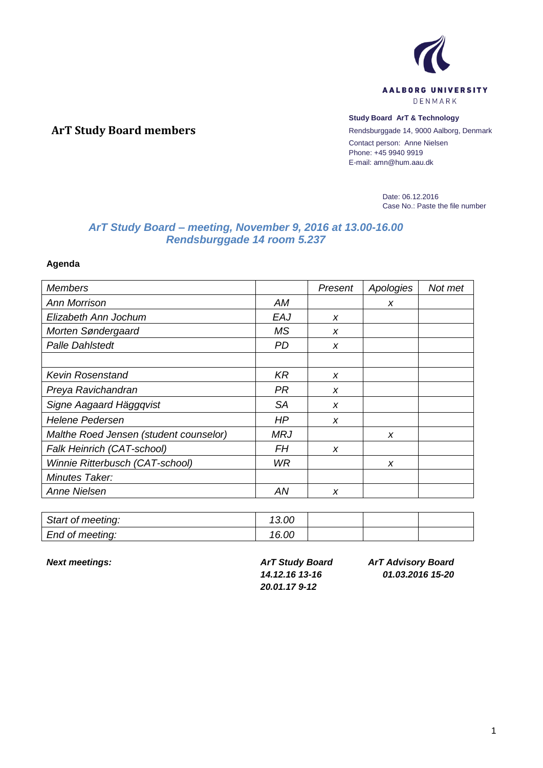AALBORG UNIVERSITY
DENMARK

**Study Board ArT & Technology**
Rendsburggade 14, 9000 Aalborg, Denmark
Contact person: Anne Nielsen
Phone: +45 9940 9919
E-mail: amn@hum.aau.dk

# ArT Study Board members

Date: 06.12.2016
Case No.: Paste the file number

## *ArT Study Board – meeting, November 9, 2016 at 13.00-16.00*
## *Rendsburggade 14 room 5.237*

**Agenda**

| *Members* | | *Present* | *Apologies* | *Not met* |
|---|---|---|---|---|
| *Ann Morrison* | *AM* | | *x* | |
| *Elizabeth Ann Jochum* | *EAJ* | *x* | | |
| *Morten Søndergaard* | *MS* | *x* | | |
| *Palle Dahlstedt* | *PD* | *x* | | |
| | | | | |
| *Kevin Rosenstand* | *KR* | *x* | | |
| *Preya Ravichandran* | *PR* | *x* | | |
| *Signe Aagaard Häggqvist* | *SA* | *x* | | |
| *Helene Pedersen* | *HP* | *x* | | |
| *Malthe Roed Jensen (student counselor)* | *MRJ* | | *x* | |
| *Falk Heinrich (CAT-school)* | *FH* | *x* | | |
| *Winnie Ritterbusch (CAT-school)* | *WR* | | *x* | |
| *Minutes Taker:* | | | | |
| *Anne Nielsen* | *AN* | *x* | | |

| | | | | |
|---|---|---|---|---|
| *Start of meeting:* | *13.00* | | | |
| *End of meeting:* | *16.00* | | | |

***Next meetings:***

***ArT Study Board***
***14.12.16 13-16***
***20.01.17 9-12***

***ArT Advisory Board***
***01.03.2016 15-20***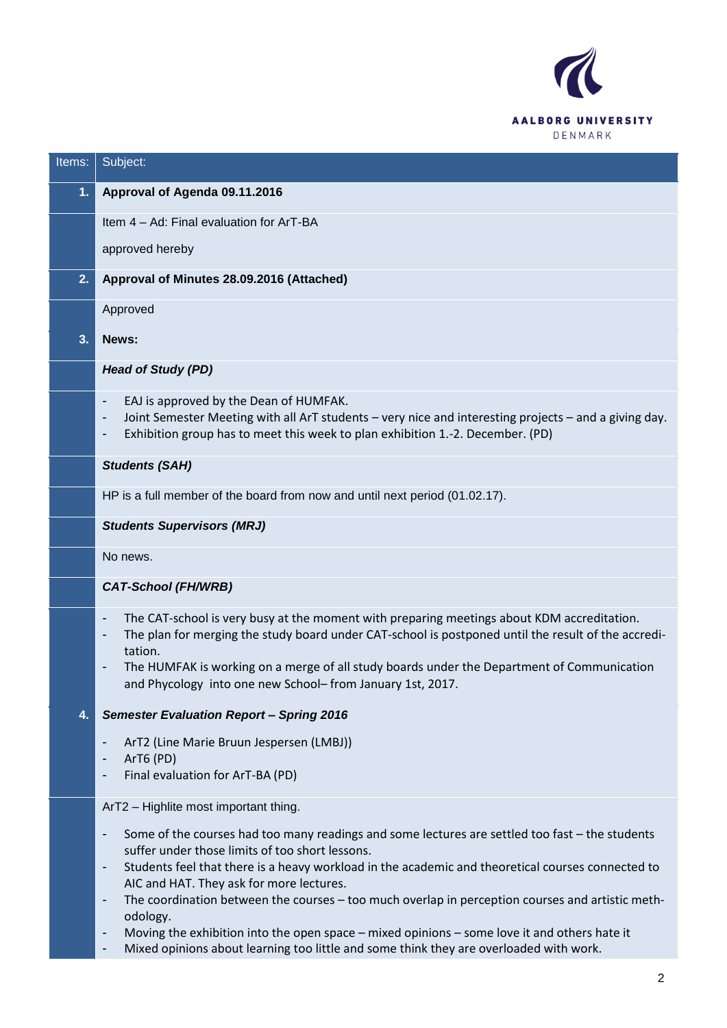| Items: | Subject: |
|---|---|
| **1.** | **Approval of Agenda 09.11.2016** |
| | Item 4 – Ad: Final evaluation for ArT-BA<br><br>approved hereby |
| **2.** | **Approval of Minutes 28.09.2016 (Attached)** |
| | Approved |
| **3.** | **News:** |
| | ***Head of Study (PD)*** |
| | - EAJ is approved by the Dean of HUMFAK.<br>- Joint Semester Meeting with all ArT students – very nice and interesting projects – and a giving day.<br>- Exhibition group has to meet this week to plan exhibition 1.-2. December. (PD) |
| | ***Students (SAH)*** |
| | HP is a full member of the board from now and until next period (01.02.17). |
| | ***Students Supervisors (MRJ)*** |
| | No news. |
| | ***CAT-School (FH/WRB)*** |
| | - The CAT-school is very busy at the moment with preparing meetings about KDM accreditation.<br>- The plan for merging the study board under CAT-school is postponed until the result of the accreditation.<br>- The HUMFAK is working on a merge of all study boards under the Department of Communication and Phycology into one new School– from January 1st, 2017. |
| **4.** | ***Semester Evaluation Report – Spring 2016***<br><br>- ArT2 (Line Marie Bruun Jespersen (LMBJ))<br>- ArT6 (PD)<br>- Final evaluation for ArT-BA (PD) |
| | ArT2 – Highlite most important thing.<br><br>- Some of the courses had too many readings and some lectures are settled too fast – the students suffer under those limits of too short lessons.<br>- Students feel that there is a heavy workload in the academic and theoretical courses connected to AIC and HAT. They ask for more lectures.<br>- The coordination between the courses – too much overlap in perception courses and artistic methodology.<br>- Moving the exhibition into the open space – mixed opinions – some love it and others hate it<br>- Mixed opinions about learning too little and some think they are overloaded with work. |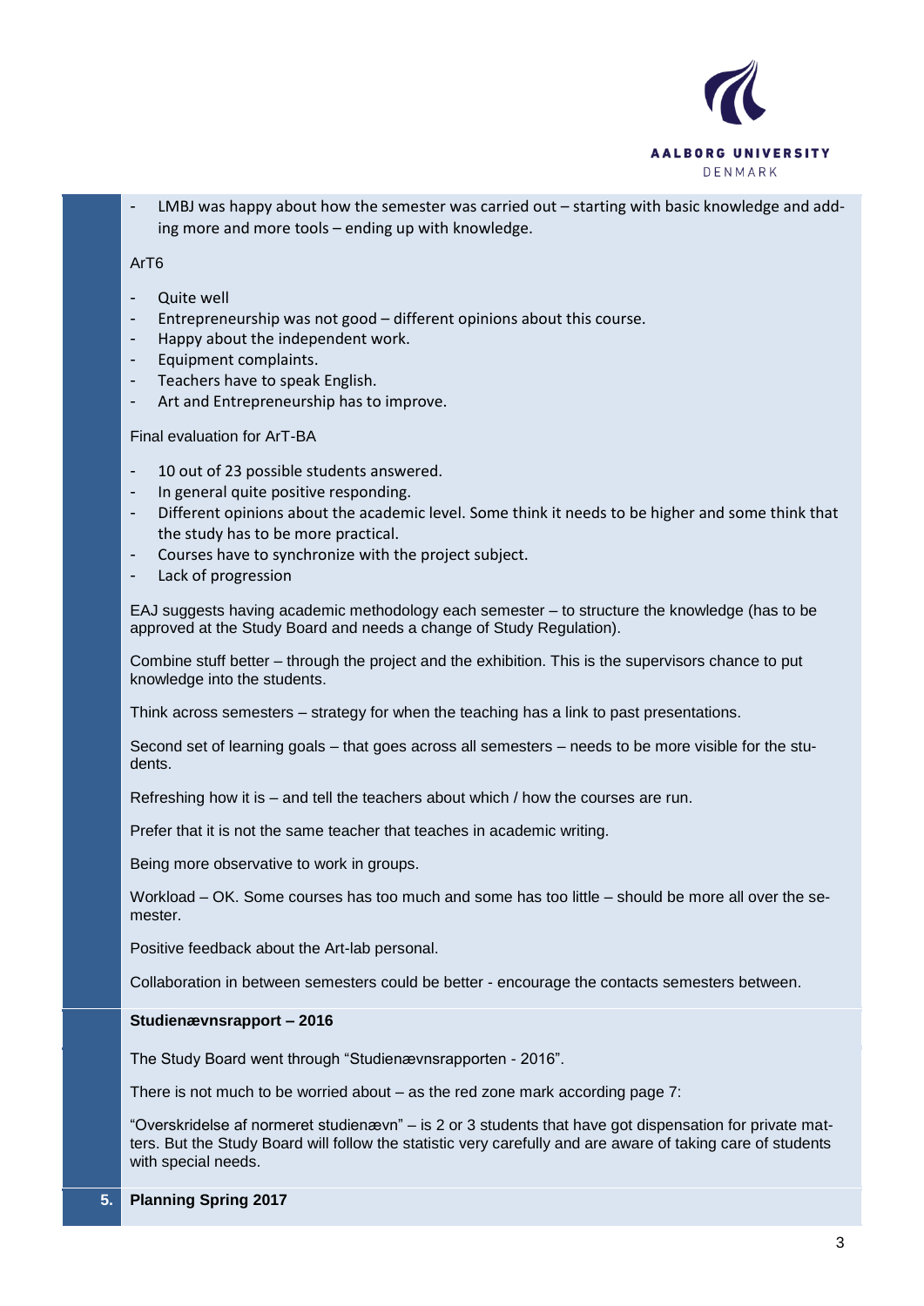- LMBJ was happy about how the semester was carried out – starting with basic knowledge and adding more and more tools – ending up with knowledge.

ArT6

- Quite well
- Entrepreneurship was not good – different opinions about this course.
- Happy about the independent work.
- Equipment complaints.
- Teachers have to speak English.
- Art and Entrepreneurship has to improve.

Final evaluation for ArT-BA

- 10 out of 23 possible students answered.
- In general quite positive responding.
- Different opinions about the academic level. Some think it needs to be higher and some think that the study has to be more practical.
- Courses have to synchronize with the project subject.
- Lack of progression

EAJ suggests having academic methodology each semester – to structure the knowledge (has to be approved at the Study Board and needs a change of Study Regulation).

Combine stuff better – through the project and the exhibition. This is the supervisors chance to put knowledge into the students.

Think across semesters – strategy for when the teaching has a link to past presentations.

Second set of learning goals – that goes across all semesters – needs to be more visible for the students.

Refreshing how it is – and tell the teachers about which / how the courses are run.

Prefer that it is not the same teacher that teaches in academic writing.

Being more observative to work in groups.

Workload – OK. Some courses has too much and some has too little – should be more all over the semester.

Positive feedback about the Art-lab personal.

Collaboration in between semesters could be better - encourage the contacts semesters between.

**Studienævnsrapport – 2016**

The Study Board went through "Studienævnsrapporten - 2016".

There is not much to be worried about – as the red zone mark according page 7:

"Overskridelse af normeret studienævn" – is 2 or 3 students that have got dispensation for private matters. But the Study Board will follow the statistic very carefully and are aware of taking care of students with special needs.

**5. Planning Spring 2017**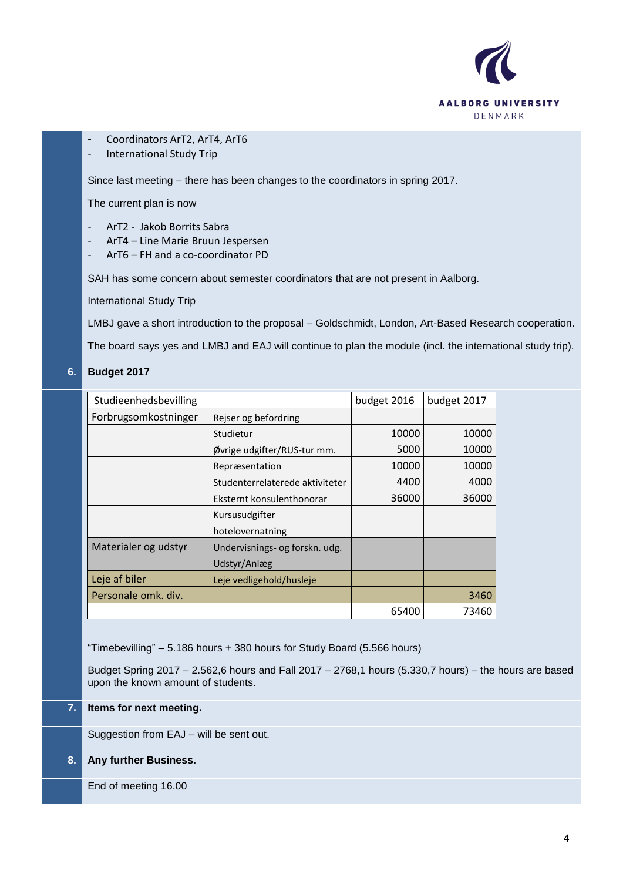- Coordinators ArT2, ArT4, ArT6
- International Study Trip

Since last meeting – there has been changes to the coordinators in spring 2017.

The current plan is now

- ArT2 - Jakob Borrits Sabra
- ArT4 – Line Marie Bruun Jespersen
- ArT6 – FH and a co-coordinator PD

SAH has some concern about semester coordinators that are not present in Aalborg.

International Study Trip

LMBJ gave a short introduction to the proposal – Goldschmidt, London, Art-Based Research cooperation.

The board says yes and LMBJ and EAJ will continue to plan the module (incl. the international study trip).

**6. Budget 2017**

| Studieenhedsbevilling | | budget 2016 | budget 2017 |
|---|---|---|---|
| Forbrugsomkostninger | Rejser og befordring | | |
| | Studietur | 10000 | 10000 |
| | Øvrige udgifter/RUS-tur mm. | 5000 | 10000 |
| | Repræsentation | 10000 | 10000 |
| | Studenterrelaterede aktiviteter | 4400 | 4000 |
| | Eksternt konsulenthonorar | 36000 | 36000 |
| | Kursusudgifter | | |
| | hotelovernatning | | |
| Materialer og udstyr | Undervisnings- og forskn. udg. | | |
| | Udstyr/Anlæg | | |
| Leje af biler | Leje vedligehold/husleje | | |
| Personale omk. div. | | | 3460 |
| | | 65400 | 73460 |

"Timebevilling" – 5.186 hours + 380 hours for Study Board (5.566 hours)

Budget Spring 2017 – 2.562,6 hours and Fall 2017 – 2768,1 hours (5.330,7 hours) – the hours are based upon the known amount of students.

**7. Items for next meeting.**

Suggestion from EAJ – will be sent out.

**8. Any further Business.**

End of meeting 16.00